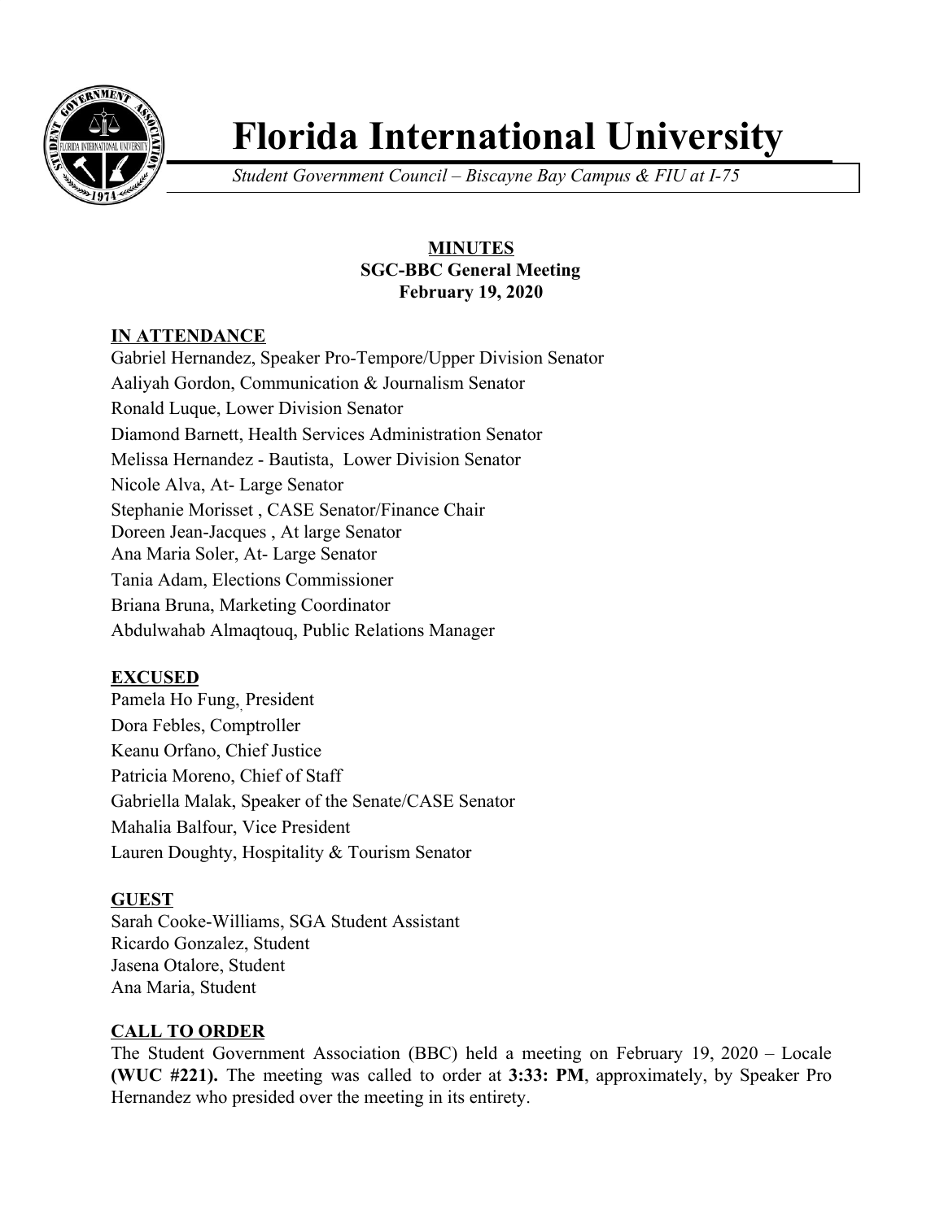# Florida International University

*Student Government Council – Biscayne Bay Campus & FIU at I-75*

**MINUTES**
**SGC-BBC General Meeting**
**February 19, 2020**

## IN ATTENDANCE

Gabriel Hernandez, Speaker Pro-Tempore/Upper Division Senator
Aaliyah Gordon, Communication & Journalism Senator
Ronald Luque, Lower Division Senator
Diamond Barnett, Health Services Administration Senator
Melissa Hernandez - Bautista, Lower Division Senator
Nicole Alva, At- Large Senator
Stephanie Morisset , CASE Senator/Finance Chair
Doreen Jean-Jacques , At large Senator
Ana Maria Soler, At- Large Senator
Tania Adam, Elections Commissioner
Briana Bruna, Marketing Coordinator
Abdulwahab Almaqtouq, Public Relations Manager

## EXCUSED

Pamela Ho Fung, President
Dora Febles, Comptroller
Keanu Orfano, Chief Justice
Patricia Moreno, Chief of Staff
Gabriella Malak, Speaker of the Senate/CASE Senator
Mahalia Balfour, Vice President
Lauren Doughty, Hospitality & Tourism Senator

## GUEST

Sarah Cooke-Williams, SGA Student Assistant
Ricardo Gonzalez, Student
Jasena Otalore, Student
Ana Maria, Student

## CALL TO ORDER

The Student Government Association (BBC) held a meeting on February 19, 2020 – Locale **(WUC #221).** The meeting was called to order at **3:33: PM**, approximately, by Speaker Pro Hernandez who presided over the meeting in its entirety.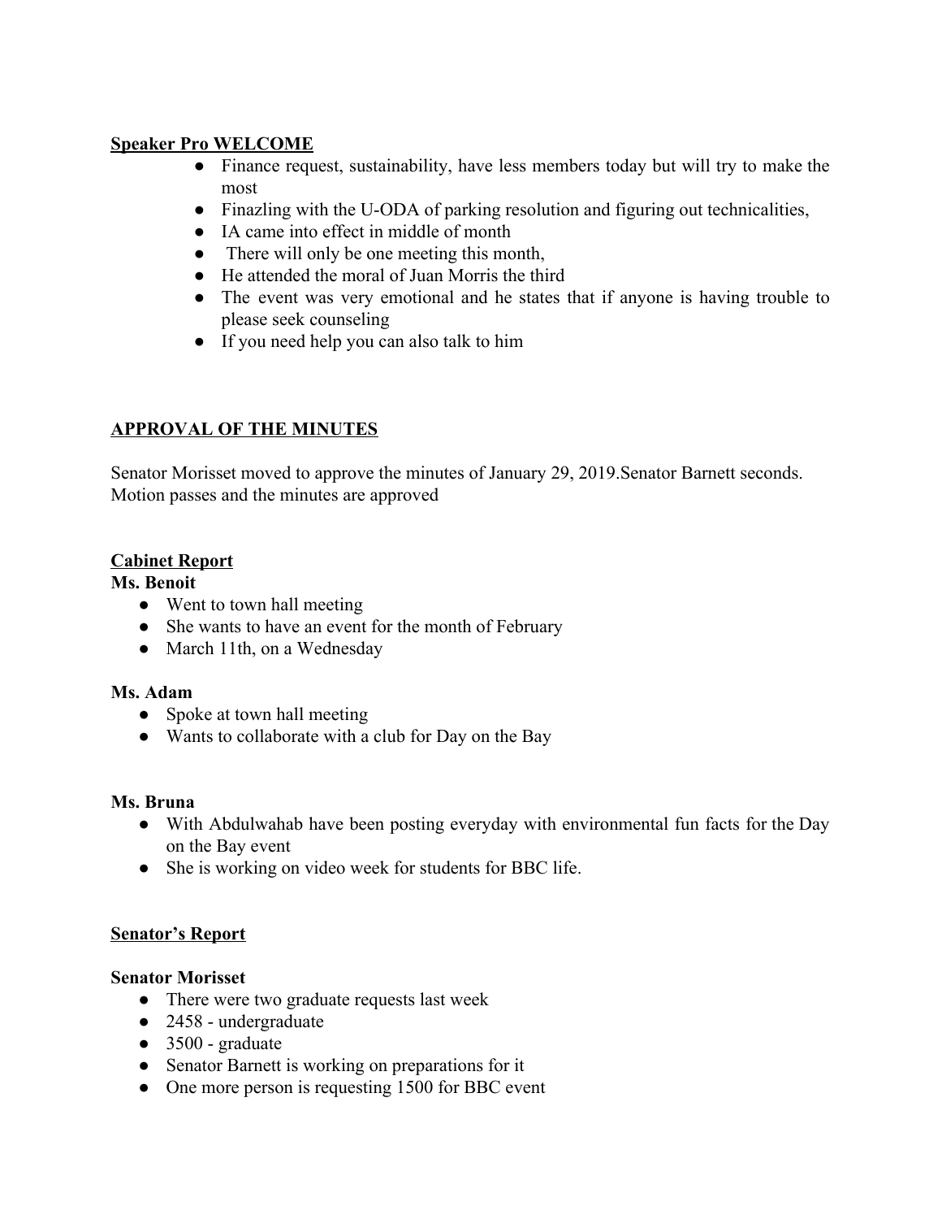**Speaker Pro WELCOME**

- Finance request, sustainability, have less members today but will try to make the most
- Finazling with the U-ODA of parking resolution and figuring out technicalities,
- IA came into effect in middle of month
- There will only be one meeting this month,
- He attended the moral of Juan Morris the third
- The event was very emotional and he states that if anyone is having trouble to please seek counseling
- If you need help you can also talk to him

**APPROVAL OF THE MINUTES**

Senator Morisset moved to approve the minutes of January 29, 2019.Senator Barnett seconds. Motion passes and the minutes are approved

**Cabinet Report**

**Ms. Benoit**

- Went to town hall meeting
- She wants to have an event for the month of February
- March 11th, on a Wednesday

**Ms. Adam**

- Spoke at town hall meeting
- Wants to collaborate with a club for Day on the Bay

**Ms. Bruna**

- With Abdulwahab have been posting everyday with environmental fun facts for the Day on the Bay event
- She is working on video week for students for BBC life.

**Senator's Report**

**Senator Morisset**

- There were two graduate requests last week
- 2458 - undergraduate
- 3500 - graduate
- Senator Barnett is working on preparations for it
- One more person is requesting 1500 for BBC event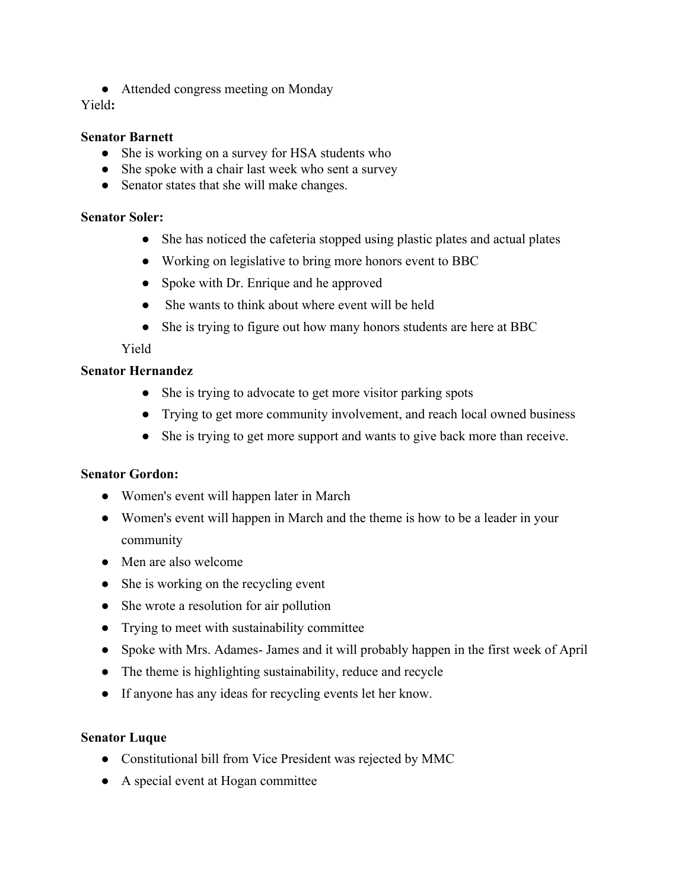- Attended congress meeting on Monday

Yield**:**

**Senator Barnett**
- She is working on a survey for HSA students who
- She spoke with a chair last week who sent a survey
- Senator states that she will make changes.

**Senator Soler:**
- She has noticed the cafeteria stopped using plastic plates and actual plates
- Working on legislative to bring more honors event to BBC
- Spoke with Dr. Enrique and he approved
- She wants to think about where event will be held
- She is trying to figure out how many honors students are here at BBC

Yield

**Senator Hernandez**
- She is trying to advocate to get more visitor parking spots
- Trying to get more community involvement, and reach local owned business
- She is trying to get more support and wants to give back more than receive.

**Senator Gordon:**
- Women's event will happen later in March
- Women's event will happen in March and the theme is how to be a leader in your community
- Men are also welcome
- She is working on the recycling event
- She wrote a resolution for air pollution
- Trying to meet with sustainability committee
- Spoke with Mrs. Adames- James and it will probably happen in the first week of April
- The theme is highlighting sustainability, reduce and recycle
- If anyone has any ideas for recycling events let her know.

**Senator Luque**
- Constitutional bill from Vice President was rejected by MMC
- A special event at Hogan committee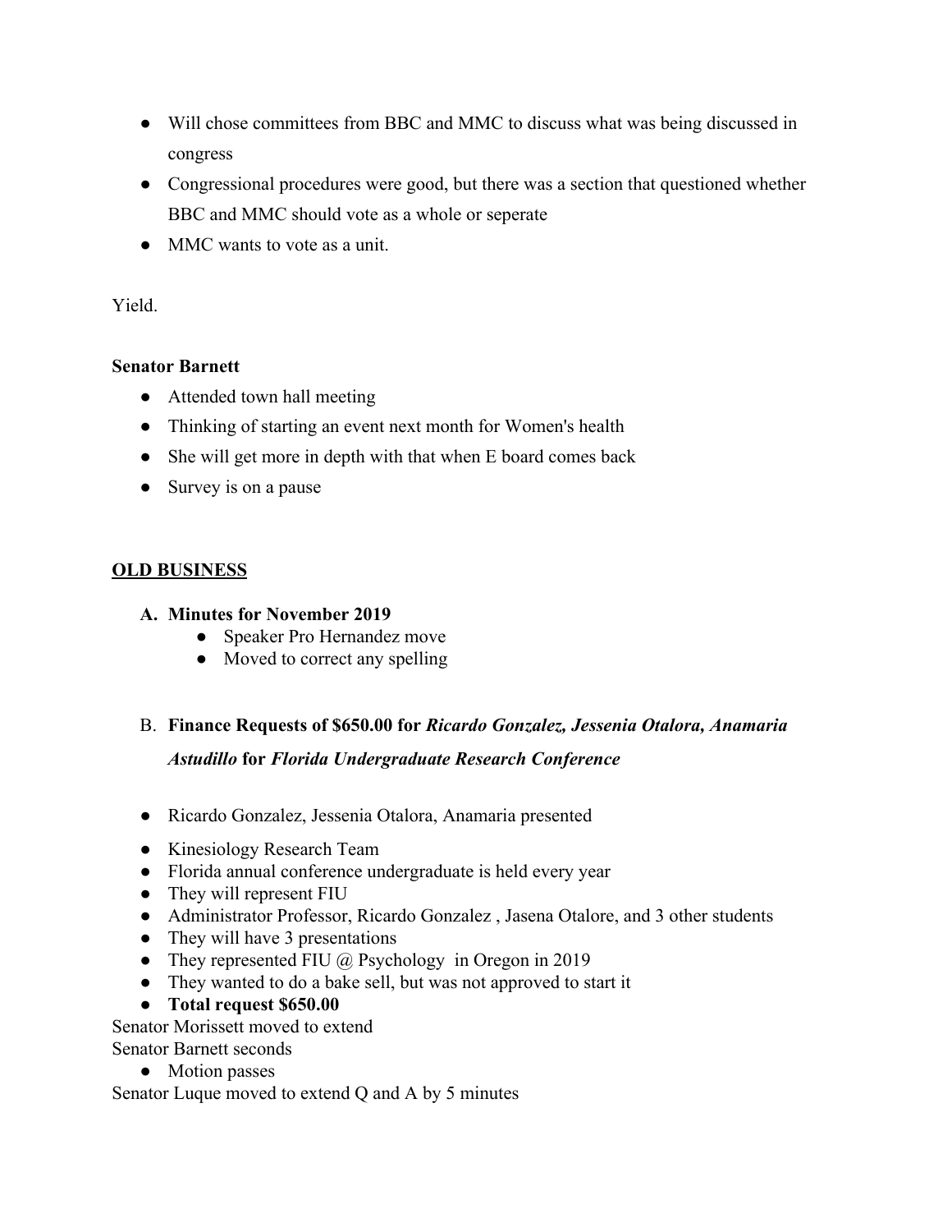- Will chose committees from BBC and MMC to discuss what was being discussed in congress
- Congressional procedures were good, but there was a section that questioned whether BBC and MMC should vote as a whole or seperate
- MMC wants to vote as a unit.

Yield.

**Senator Barnett**

- Attended town hall meeting
- Thinking of starting an event next month for Women's health
- She will get more in depth with that when E board comes back
- Survey is on a pause

**<u>OLD BUSINESS</u>**

**A. Minutes for November 2019**
   - Speaker Pro Hernandez move
   - Moved to correct any spelling

B. **Finance Requests of $650.00 for *Ricardo Gonzalez, Jessenia Otalora, Anamaria Astudillo* for *Florida Undergraduate Research Conference***

- Ricardo Gonzalez, Jessenia Otalora, Anamaria presented
- Kinesiology Research Team
- Florida annual conference undergraduate is held every year
- They will represent FIU
- Administrator Professor, Ricardo Gonzalez , Jasena Otalore, and 3 other students
- They will have 3 presentations
- They represented FIU @ Psychology  in Oregon in 2019
- They wanted to do a bake sell, but was not approved to start it
- **Total request $650.00**

Senator Morissett moved to extend
Senator Barnett seconds

- Motion passes

Senator Luque moved to extend Q and A by 5 minutes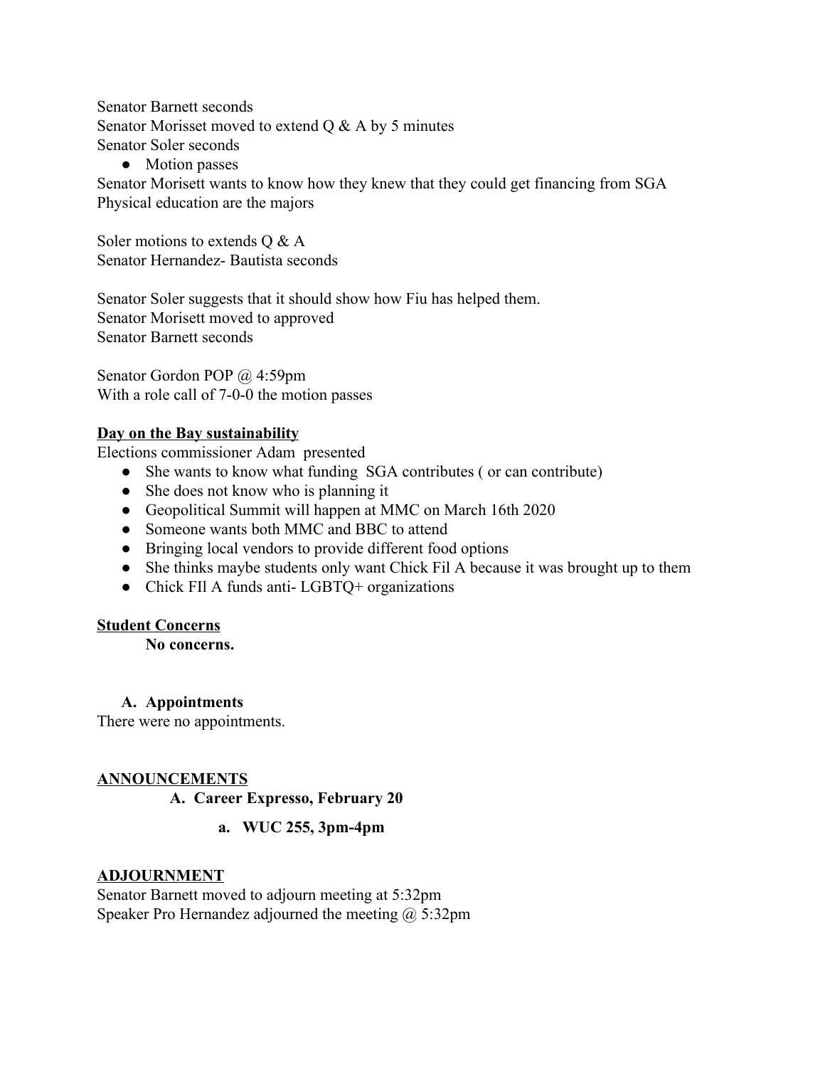Senator Barnett seconds
Senator Morisset moved to extend Q & A by 5 minutes
Senator Soler seconds

- Motion passes

Senator Morisett wants to know how they knew that they could get financing from SGA
Physical education are the majors

Soler motions to extends Q & A
Senator Hernandez- Bautista seconds

Senator Soler suggests that it should show how Fiu has helped them.
Senator Morisett moved to approved
Senator Barnett seconds

Senator Gordon POP @ 4:59pm
With a role call of 7-0-0 the motion passes

**Day on the Bay sustainability**

Elections commissioner Adam presented

- She wants to know what funding SGA contributes ( or can contribute)
- She does not know who is planning it
- Geopolitical Summit will happen at MMC on March 16th 2020
- Someone wants both MMC and BBC to attend
- Bringing local vendors to provide different food options
- She thinks maybe students only want Chick Fil A because it was brought up to them
- Chick FIl A funds anti- LGBTQ+ organizations

**Student Concerns**

**No concerns.**

**A. Appointments**

There were no appointments.

**ANNOUNCEMENTS**

**A. Career Expresso, February 20**

**a. WUC 255, 3pm-4pm**

**ADJOURNMENT**

Senator Barnett moved to adjourn meeting at 5:32pm
Speaker Pro Hernandez adjourned the meeting @ 5:32pm